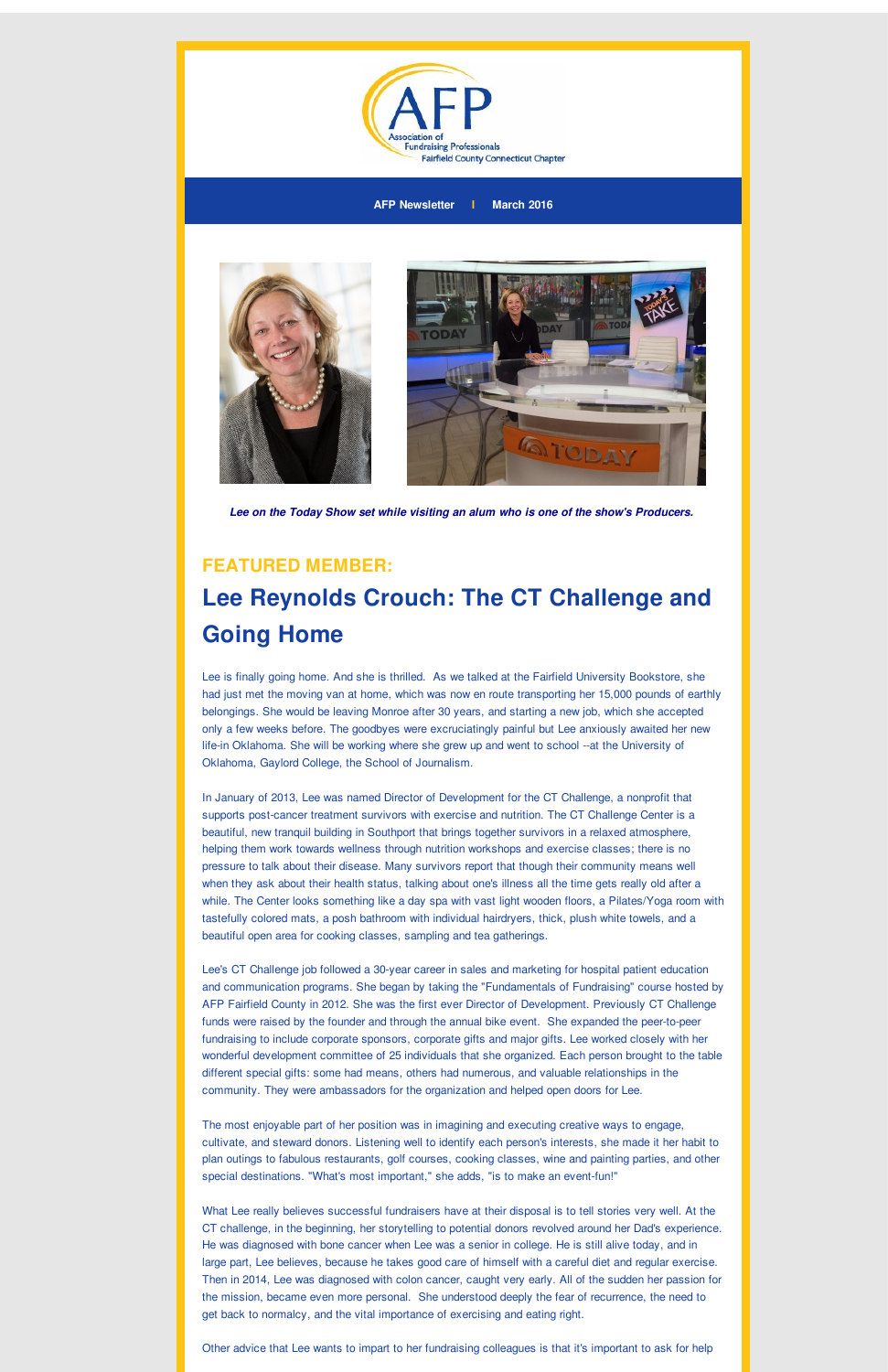AFP Association of Fundraising Professionals Fairfield County Connecticut Chapter

**AFP Newsletter | March 2016**

***Lee on the Today Show set while visiting an alum who is one of the show's Producers.***

## FEATURED MEMBER:

# Lee Reynolds Crouch: The CT Challenge and Going Home

Lee is finally going home. And she is thrilled. As we talked at the Fairfield University Bookstore, she had just met the moving van at home, which was now en route transporting her 15,000 pounds of earthly belongings. She would be leaving Monroe after 30 years, and starting a new job, which she accepted only a few weeks before. The goodbyes were excruciatingly painful but Lee anxiously awaited her new life-in Oklahoma. She will be working where she grew up and went to school --at the University of Oklahoma, Gaylord College, the School of Journalism.

In January of 2013, Lee was named Director of Development for the CT Challenge, a nonprofit that supports post-cancer treatment survivors with exercise and nutrition. The CT Challenge Center is a beautiful, new tranquil building in Southport that brings together survivors in a relaxed atmosphere, helping them work towards wellness through nutrition workshops and exercise classes; there is no pressure to talk about their disease. Many survivors report that though their community means well when they ask about their health status, talking about one's illness all the time gets really old after a while. The Center looks something like a day spa with vast light wooden floors, a Pilates/Yoga room with tastefully colored mats, a posh bathroom with individual hairdryers, thick, plush white towels, and a beautiful open area for cooking classes, sampling and tea gatherings.

Lee's CT Challenge job followed a 30-year career in sales and marketing for hospital patient education and communication programs. She began by taking the "Fundamentals of Fundraising" course hosted by AFP Fairfield County in 2012. She was the first ever Director of Development. Previously CT Challenge funds were raised by the founder and through the annual bike event. She expanded the peer-to-peer fundraising to include corporate sponsors, corporate gifts and major gifts. Lee worked closely with her wonderful development committee of 25 individuals that she organized. Each person brought to the table different special gifts: some had means, others had numerous, and valuable relationships in the community. They were ambassadors for the organization and helped open doors for Lee.

The most enjoyable part of her position was in imagining and executing creative ways to engage, cultivate, and steward donors. Listening well to identify each person's interests, she made it her habit to plan outings to fabulous restaurants, golf courses, cooking classes, wine and painting parties, and other special destinations. "What's most important," she adds, "is to make an event-fun!"

What Lee really believes successful fundraisers have at their disposal is to tell stories very well. At the CT challenge, in the beginning, her storytelling to potential donors revolved around her Dad's experience. He was diagnosed with bone cancer when Lee was a senior in college. He is still alive today, and in large part, Lee believes, because he takes good care of himself with a careful diet and regular exercise. Then in 2014, Lee was diagnosed with colon cancer, caught very early. All of the sudden her passion for the mission, became even more personal. She understood deeply the fear of recurrence, the need to get back to normalcy, and the vital importance of exercising and eating right.

Other advice that Lee wants to impart to her fundraising colleagues is that it's important to ask for help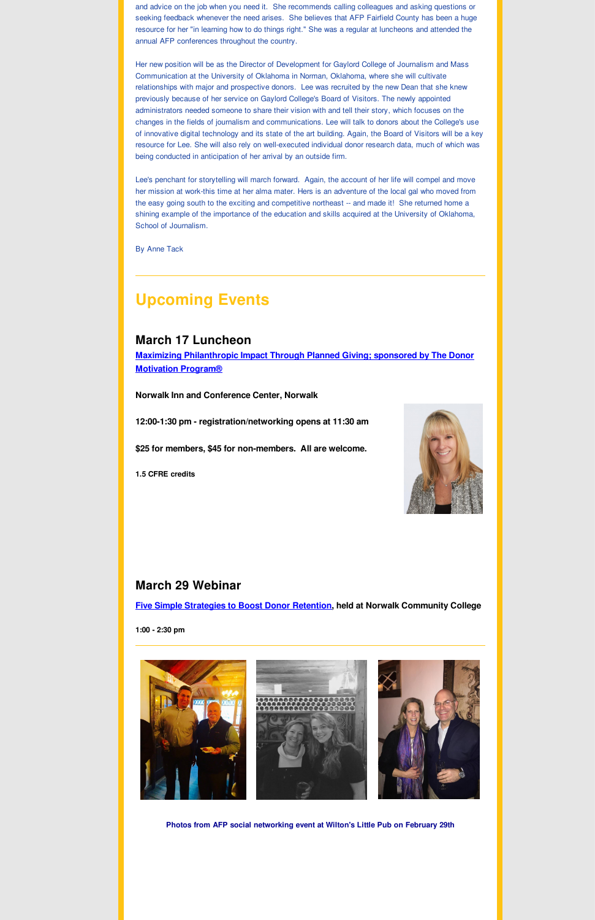and advice on the job when you need it. She recommends calling colleagues and asking questions or seeking feedback whenever the need arises. She believes that AFP Fairfield County has been a huge resource for her "in learning how to do things right." She was a regular at luncheons and attended the annual AFP conferences throughout the country.

Her new position will be as the Director of Development for Gaylord College of Journalism and Mass Communication at the University of Oklahoma in Norman, Oklahoma, where she will cultivate relationships with major and prospective donors. Lee was recruited by the new Dean that she knew previously because of her service on Gaylord College's Board of Visitors. The newly appointed administrators needed someone to share their vision with and tell their story, which focuses on the changes in the fields of journalism and communications. Lee will talk to donors about the College's use of innovative digital technology and its state of the art building. Again, the Board of Visitors will be a key resource for Lee. She will also rely on well-executed individual donor research data, much of which was being conducted in anticipation of her arrival by an outside firm.

Lee's penchant for storytelling will march forward. Again, the account of her life will compel and move her mission at work-this time at her alma mater. Hers is an adventure of the local gal who moved from the easy going south to the exciting and competitive northeast -- and made it! She returned home a shining example of the importance of the education and skills acquired at the University of Oklahoma, School of Journalism.

By Anne Tack

---

## Upcoming Events

### March 17 Luncheon

**Maximizing Philanthropic Impact Through Planned Giving; sponsored by The Donor Motivation Program®**

**Norwalk Inn and Conference Center, Norwalk**

**12:00-1:30 pm - registration/networking opens at 11:30 am**

**$25 for members, $45 for non-members. All are welcome.**

**1.5 CFRE credits**

### March 29 Webinar

**Five Simple Strategies to Boost Donor Retention, held at Norwalk Community College**

**1:00 - 2:30 pm**

---

**Photos from AFP social networking event at Wilton's Little Pub on February 29th**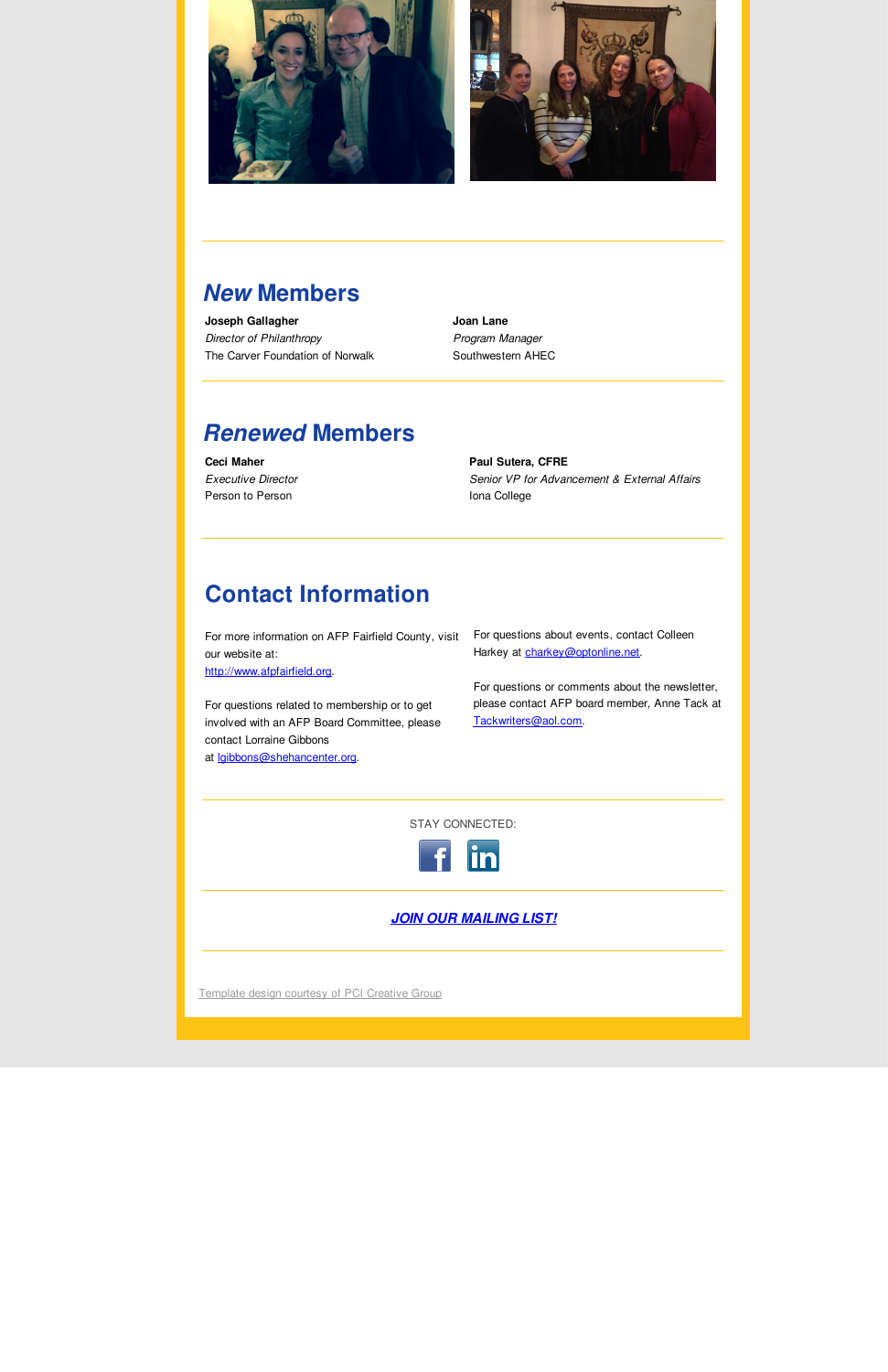## *New* Members

**Joseph Gallagher**
*Director of Philanthropy*
The Carver Foundation of Norwalk

**Joan Lane**
*Program Manager*
Southwestern AHEC

## *Renewed* Members

**Ceci Maher**
*Executive Director*
Person to Person

**Paul Sutera, CFRE**
*Senior VP for Advancement & External Affairs*
Iona College

## Contact Information

For more information on AFP Fairfield County, visit our website at: http://www.afpfairfield.org.

For questions related to membership or to get involved with an AFP Board Committee, please contact Lorraine Gibbons at lgibbons@shehancenter.org.

For questions about events, contact Colleen Harkey at charkey@optonline.net.

For questions or comments about the newsletter, please contact AFP board member, Anne Tack at Tackwriters@aol.com.

STAY CONNECTED:

***JOIN OUR MAILING LIST!***

Template design courtesy of PCI Creative Group